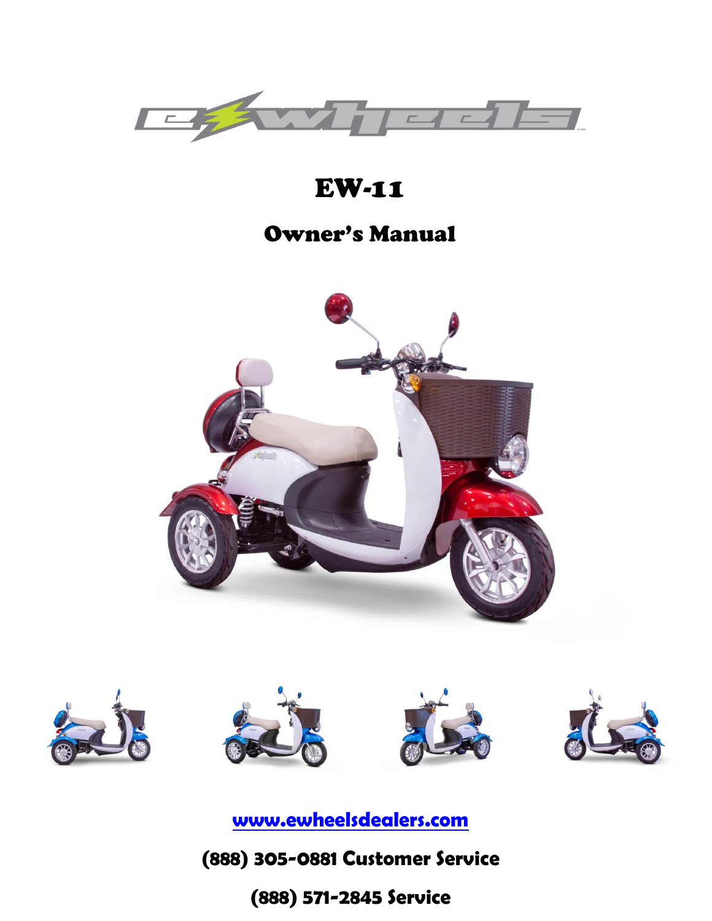# EW-11

## Owner's Manual

[www.ewheelsdealers.com](http://www.ewheelsdealers.com)

**(888) 305-0881 Customer Service**

**(888) 571-2845 Service**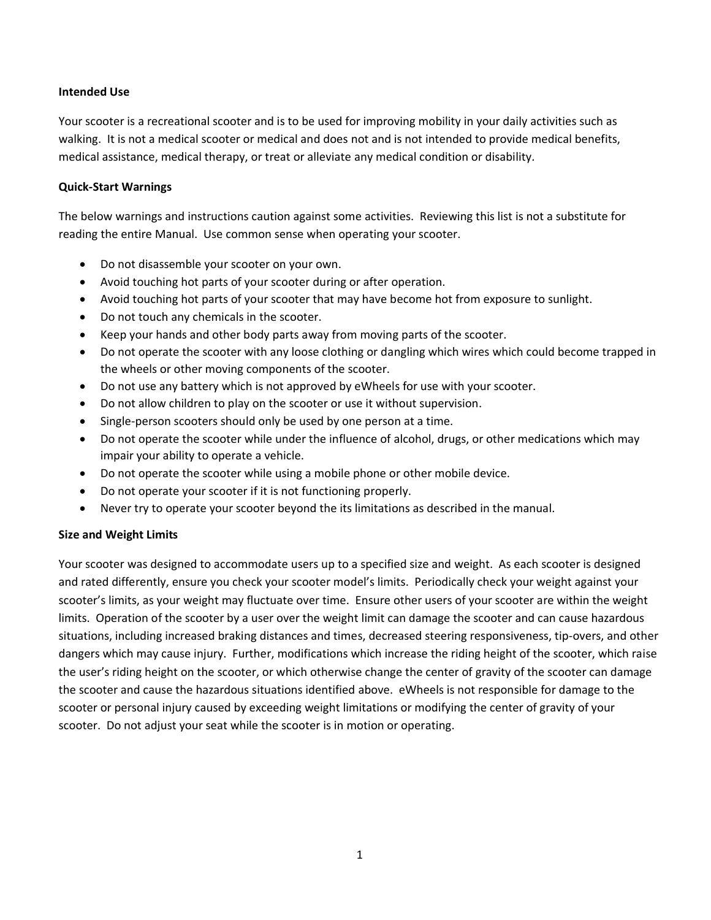**Intended Use**

Your scooter is a recreational scooter and is to be used for improving mobility in your daily activities such as walking. It is not a medical scooter or medical and does not and is not intended to provide medical benefits, medical assistance, medical therapy, or treat or alleviate any medical condition or disability.

**Quick-Start Warnings**

The below warnings and instructions caution against some activities. Reviewing this list is not a substitute for reading the entire Manual. Use common sense when operating your scooter.

- Do not disassemble your scooter on your own.
- Avoid touching hot parts of your scooter during or after operation.
- Avoid touching hot parts of your scooter that may have become hot from exposure to sunlight.
- Do not touch any chemicals in the scooter.
- Keep your hands and other body parts away from moving parts of the scooter.
- Do not operate the scooter with any loose clothing or dangling which wires which could become trapped in the wheels or other moving components of the scooter.
- Do not use any battery which is not approved by eWheels for use with your scooter.
- Do not allow children to play on the scooter or use it without supervision.
- Single-person scooters should only be used by one person at a time.
- Do not operate the scooter while under the influence of alcohol, drugs, or other medications which may impair your ability to operate a vehicle.
- Do not operate the scooter while using a mobile phone or other mobile device.
- Do not operate your scooter if it is not functioning properly.
- Never try to operate your scooter beyond the its limitations as described in the manual.

**Size and Weight Limits**

Your scooter was designed to accommodate users up to a specified size and weight. As each scooter is designed and rated differently, ensure you check your scooter model's limits. Periodically check your weight against your scooter's limits, as your weight may fluctuate over time. Ensure other users of your scooter are within the weight limits. Operation of the scooter by a user over the weight limit can damage the scooter and can cause hazardous situations, including increased braking distances and times, decreased steering responsiveness, tip-overs, and other dangers which may cause injury. Further, modifications which increase the riding height of the scooter, which raise the user's riding height on the scooter, or which otherwise change the center of gravity of the scooter can damage the scooter and cause the hazardous situations identified above. eWheels is not responsible for damage to the scooter or personal injury caused by exceeding weight limitations or modifying the center of gravity of your scooter. Do not adjust your seat while the scooter is in motion or operating.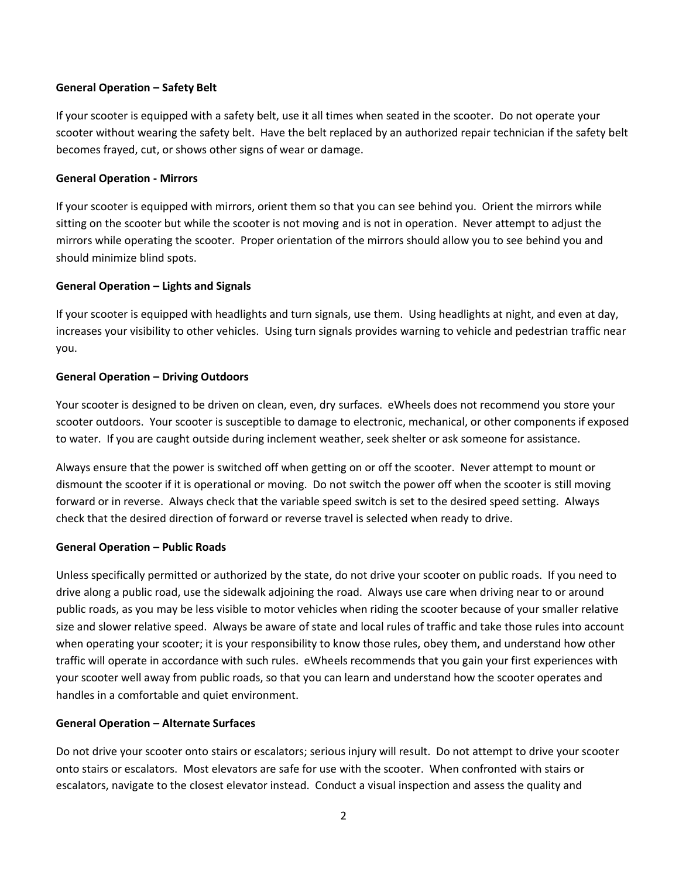**General Operation – Safety Belt**

If your scooter is equipped with a safety belt, use it all times when seated in the scooter. Do not operate your scooter without wearing the safety belt. Have the belt replaced by an authorized repair technician if the safety belt becomes frayed, cut, or shows other signs of wear or damage.

**General Operation - Mirrors**

If your scooter is equipped with mirrors, orient them so that you can see behind you. Orient the mirrors while sitting on the scooter but while the scooter is not moving and is not in operation. Never attempt to adjust the mirrors while operating the scooter. Proper orientation of the mirrors should allow you to see behind you and should minimize blind spots.

**General Operation – Lights and Signals**

If your scooter is equipped with headlights and turn signals, use them. Using headlights at night, and even at day, increases your visibility to other vehicles. Using turn signals provides warning to vehicle and pedestrian traffic near you.

**General Operation – Driving Outdoors**

Your scooter is designed to be driven on clean, even, dry surfaces. eWheels does not recommend you store your scooter outdoors. Your scooter is susceptible to damage to electronic, mechanical, or other components if exposed to water. If you are caught outside during inclement weather, seek shelter or ask someone for assistance.

Always ensure that the power is switched off when getting on or off the scooter. Never attempt to mount or dismount the scooter if it is operational or moving. Do not switch the power off when the scooter is still moving forward or in reverse. Always check that the variable speed switch is set to the desired speed setting. Always check that the desired direction of forward or reverse travel is selected when ready to drive.

**General Operation – Public Roads**

Unless specifically permitted or authorized by the state, do not drive your scooter on public roads. If you need to drive along a public road, use the sidewalk adjoining the road. Always use care when driving near to or around public roads, as you may be less visible to motor vehicles when riding the scooter because of your smaller relative size and slower relative speed. Always be aware of state and local rules of traffic and take those rules into account when operating your scooter; it is your responsibility to know those rules, obey them, and understand how other traffic will operate in accordance with such rules. eWheels recommends that you gain your first experiences with your scooter well away from public roads, so that you can learn and understand how the scooter operates and handles in a comfortable and quiet environment.

**General Operation – Alternate Surfaces**

Do not drive your scooter onto stairs or escalators; serious injury will result. Do not attempt to drive your scooter onto stairs or escalators. Most elevators are safe for use with the scooter. When confronted with stairs or escalators, navigate to the closest elevator instead. Conduct a visual inspection and assess the quality and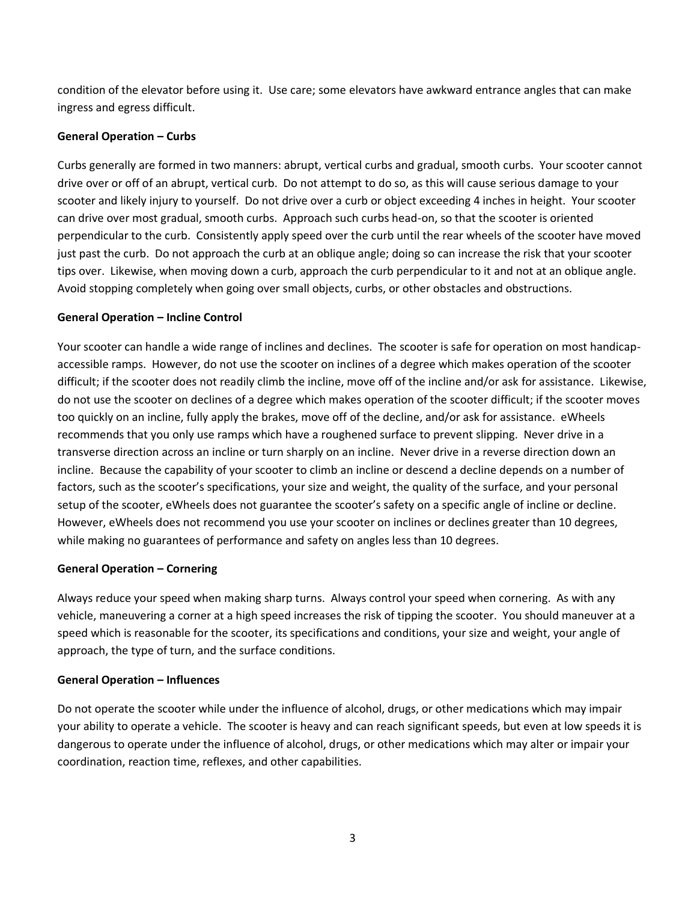condition of the elevator before using it. Use care; some elevators have awkward entrance angles that can make ingress and egress difficult.

**General Operation – Curbs**

Curbs generally are formed in two manners: abrupt, vertical curbs and gradual, smooth curbs. Your scooter cannot drive over or off of an abrupt, vertical curb. Do not attempt to do so, as this will cause serious damage to your scooter and likely injury to yourself. Do not drive over a curb or object exceeding 4 inches in height. Your scooter can drive over most gradual, smooth curbs. Approach such curbs head-on, so that the scooter is oriented perpendicular to the curb. Consistently apply speed over the curb until the rear wheels of the scooter have moved just past the curb. Do not approach the curb at an oblique angle; doing so can increase the risk that your scooter tips over. Likewise, when moving down a curb, approach the curb perpendicular to it and not at an oblique angle. Avoid stopping completely when going over small objects, curbs, or other obstacles and obstructions.

**General Operation – Incline Control**

Your scooter can handle a wide range of inclines and declines. The scooter is safe for operation on most handicap-accessible ramps. However, do not use the scooter on inclines of a degree which makes operation of the scooter difficult; if the scooter does not readily climb the incline, move off of the incline and/or ask for assistance. Likewise, do not use the scooter on declines of a degree which makes operation of the scooter difficult; if the scooter moves too quickly on an incline, fully apply the brakes, move off of the decline, and/or ask for assistance. eWheels recommends that you only use ramps which have a roughened surface to prevent slipping. Never drive in a transverse direction across an incline or turn sharply on an incline. Never drive in a reverse direction down an incline. Because the capability of your scooter to climb an incline or descend a decline depends on a number of factors, such as the scooter's specifications, your size and weight, the quality of the surface, and your personal setup of the scooter, eWheels does not guarantee the scooter's safety on a specific angle of incline or decline. However, eWheels does not recommend you use your scooter on inclines or declines greater than 10 degrees, while making no guarantees of performance and safety on angles less than 10 degrees.

**General Operation – Cornering**

Always reduce your speed when making sharp turns. Always control your speed when cornering. As with any vehicle, maneuvering a corner at a high speed increases the risk of tipping the scooter. You should maneuver at a speed which is reasonable for the scooter, its specifications and conditions, your size and weight, your angle of approach, the type of turn, and the surface conditions.

**General Operation – Influences**

Do not operate the scooter while under the influence of alcohol, drugs, or other medications which may impair your ability to operate a vehicle. The scooter is heavy and can reach significant speeds, but even at low speeds it is dangerous to operate under the influence of alcohol, drugs, or other medications which may alter or impair your coordination, reaction time, reflexes, and other capabilities.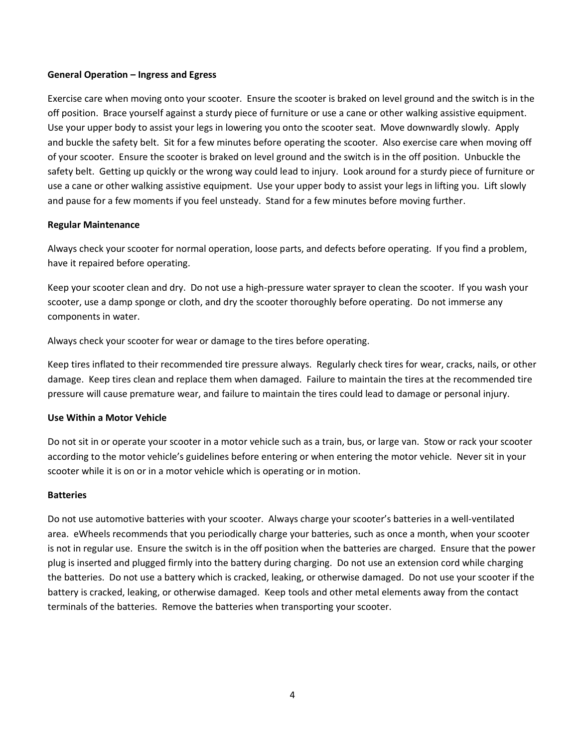**General Operation – Ingress and Egress**

Exercise care when moving onto your scooter. Ensure the scooter is braked on level ground and the switch is in the off position. Brace yourself against a sturdy piece of furniture or use a cane or other walking assistive equipment. Use your upper body to assist your legs in lowering you onto the scooter seat. Move downwardly slowly. Apply and buckle the safety belt. Sit for a few minutes before operating the scooter. Also exercise care when moving off of your scooter. Ensure the scooter is braked on level ground and the switch is in the off position. Unbuckle the safety belt. Getting up quickly or the wrong way could lead to injury. Look around for a sturdy piece of furniture or use a cane or other walking assistive equipment. Use your upper body to assist your legs in lifting you. Lift slowly and pause for a few moments if you feel unsteady. Stand for a few minutes before moving further.

**Regular Maintenance**

Always check your scooter for normal operation, loose parts, and defects before operating. If you find a problem, have it repaired before operating.

Keep your scooter clean and dry. Do not use a high-pressure water sprayer to clean the scooter. If you wash your scooter, use a damp sponge or cloth, and dry the scooter thoroughly before operating. Do not immerse any components in water.

Always check your scooter for wear or damage to the tires before operating.

Keep tires inflated to their recommended tire pressure always. Regularly check tires for wear, cracks, nails, or other damage. Keep tires clean and replace them when damaged. Failure to maintain the tires at the recommended tire pressure will cause premature wear, and failure to maintain the tires could lead to damage or personal injury.

**Use Within a Motor Vehicle**

Do not sit in or operate your scooter in a motor vehicle such as a train, bus, or large van. Stow or rack your scooter according to the motor vehicle's guidelines before entering or when entering the motor vehicle. Never sit in your scooter while it is on or in a motor vehicle which is operating or in motion.

**Batteries**

Do not use automotive batteries with your scooter. Always charge your scooter's batteries in a well-ventilated area. eWheels recommends that you periodically charge your batteries, such as once a month, when your scooter is not in regular use. Ensure the switch is in the off position when the batteries are charged. Ensure that the power plug is inserted and plugged firmly into the battery during charging. Do not use an extension cord while charging the batteries. Do not use a battery which is cracked, leaking, or otherwise damaged. Do not use your scooter if the battery is cracked, leaking, or otherwise damaged. Keep tools and other metal elements away from the contact terminals of the batteries. Remove the batteries when transporting your scooter.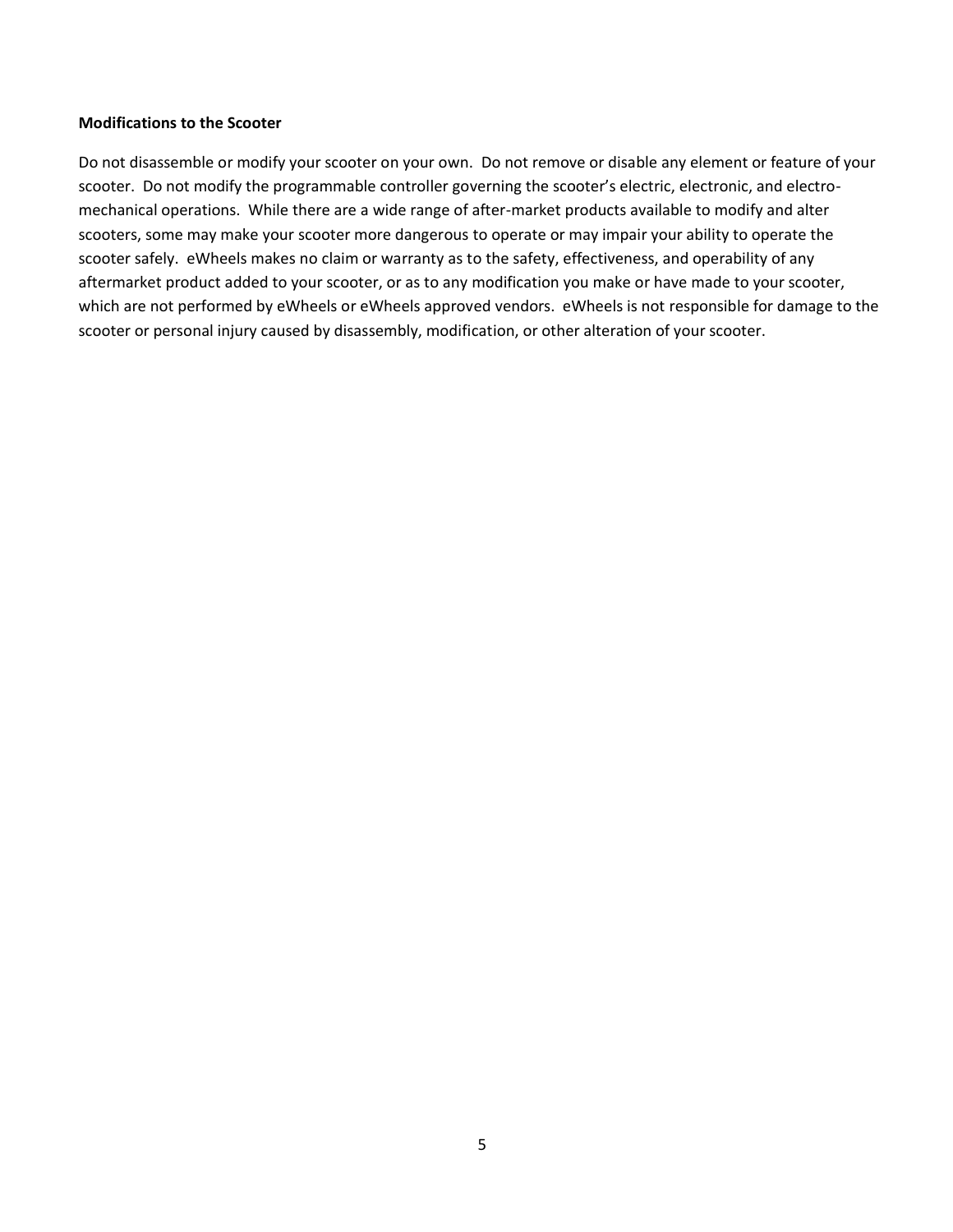**Modifications to the Scooter**

Do not disassemble or modify your scooter on your own. Do not remove or disable any element or feature of your scooter. Do not modify the programmable controller governing the scooter's electric, electronic, and electro-mechanical operations. While there are a wide range of after-market products available to modify and alter scooters, some may make your scooter more dangerous to operate or may impair your ability to operate the scooter safely. eWheels makes no claim or warranty as to the safety, effectiveness, and operability of any aftermarket product added to your scooter, or as to any modification you make or have made to your scooter, which are not performed by eWheels or eWheels approved vendors. eWheels is not responsible for damage to the scooter or personal injury caused by disassembly, modification, or other alteration of your scooter.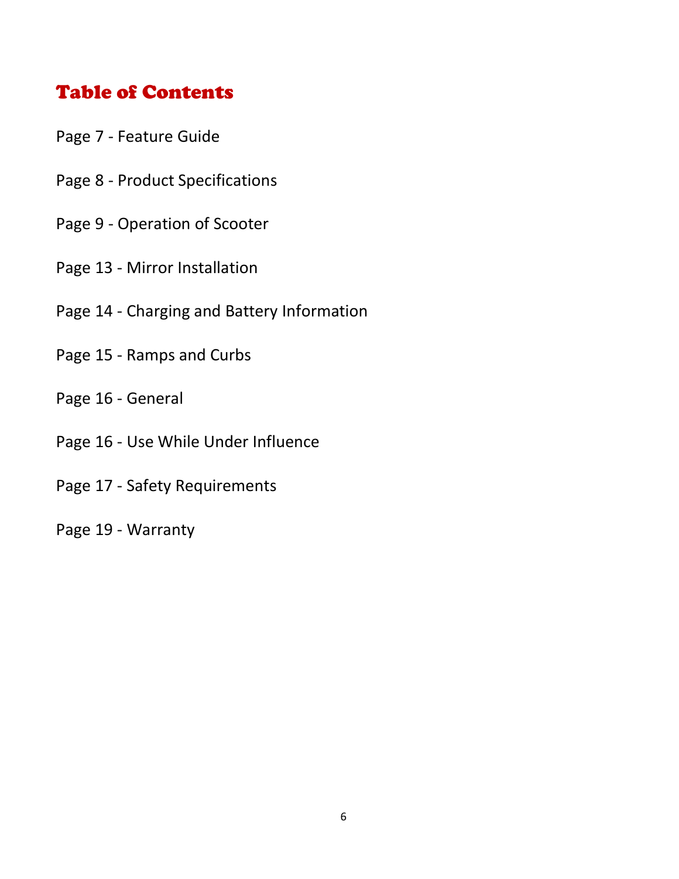# Table of Contents

Page 7 - Feature Guide

Page 8 - Product Specifications

Page 9 - Operation of Scooter

Page 13 - Mirror Installation

Page 14 - Charging and Battery Information

Page 15 - Ramps and Curbs

Page 16 - General

Page 16 - Use While Under Influence

Page 17 - Safety Requirements

Page 19 - Warranty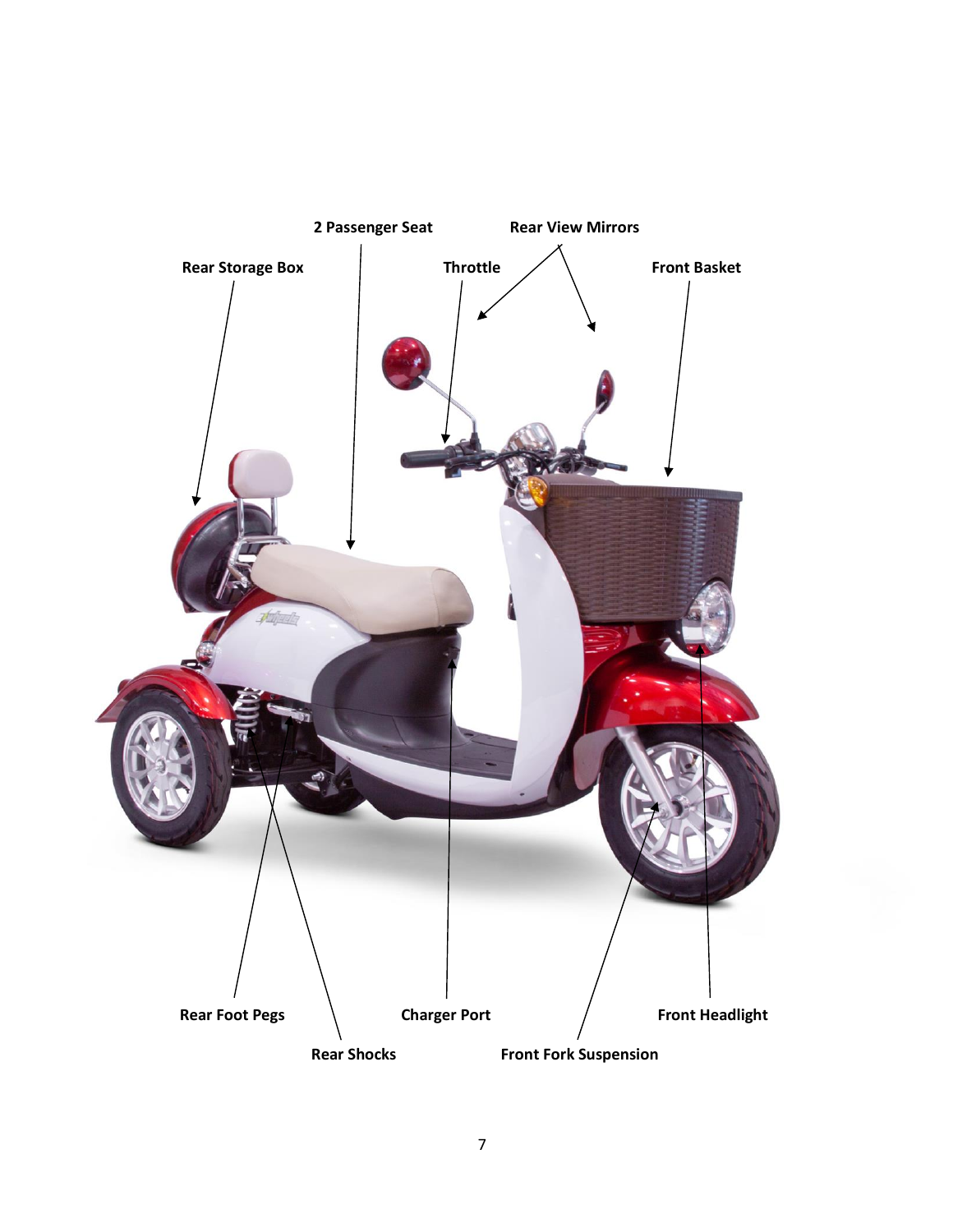2 Passenger Seat

Rear View Mirrors

Rear Storage Box

Throttle

Front Basket

Rear Foot Pegs

Charger Port

Front Headlight

Rear Shocks

Front Fork Suspension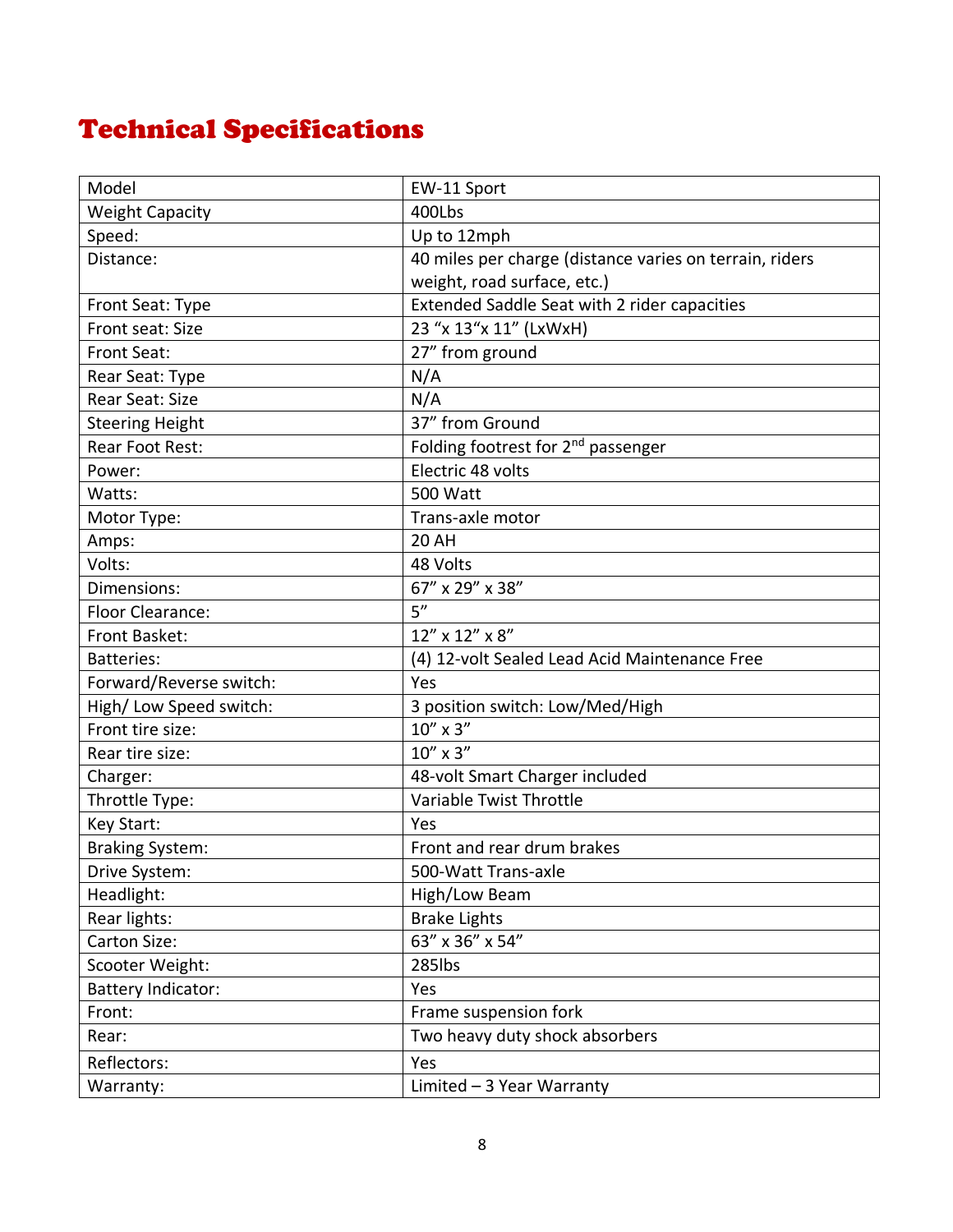# Technical Specifications

| Model | EW-11 Sport |
|---|---|
| Weight Capacity | 400Lbs |
| Speed: | Up to 12mph |
| Distance: | 40 miles per charge (distance varies on terrain, riders weight, road surface, etc.) |
| Front Seat: Type | Extended Saddle Seat with 2 rider capacities |
| Front seat: Size | 23 "x 13"x 11" (LxWxH) |
| Front Seat: | 27" from ground |
| Rear Seat: Type | N/A |
| Rear Seat: Size | N/A |
| Steering Height | 37" from Ground |
| Rear Foot Rest: | Folding footrest for 2nd passenger |
| Power: | Electric 48 volts |
| Watts: | 500 Watt |
| Motor Type: | Trans-axle motor |
| Amps: | 20 AH |
| Volts: | 48 Volts |
| Dimensions: | 67" x 29" x 38" |
| Floor Clearance: | 5" |
| Front Basket: | 12" x 12" x 8" |
| Batteries: | (4) 12-volt Sealed Lead Acid Maintenance Free |
| Forward/Reverse switch: | Yes |
| High/ Low Speed switch: | 3 position switch: Low/Med/High |
| Front tire size: | 10" x 3" |
| Rear tire size: | 10" x 3" |
| Charger: | 48-volt Smart Charger included |
| Throttle Type: | Variable Twist Throttle |
| Key Start: | Yes |
| Braking System: | Front and rear drum brakes |
| Drive System: | 500-Watt Trans-axle |
| Headlight: | High/Low Beam |
| Rear lights: | Brake Lights |
| Carton Size: | 63" x 36" x 54" |
| Scooter Weight: | 285lbs |
| Battery Indicator: | Yes |
| Front: | Frame suspension fork |
| Rear: | Two heavy duty shock absorbers |
| Reflectors: | Yes |
| Warranty: | Limited – 3 Year Warranty |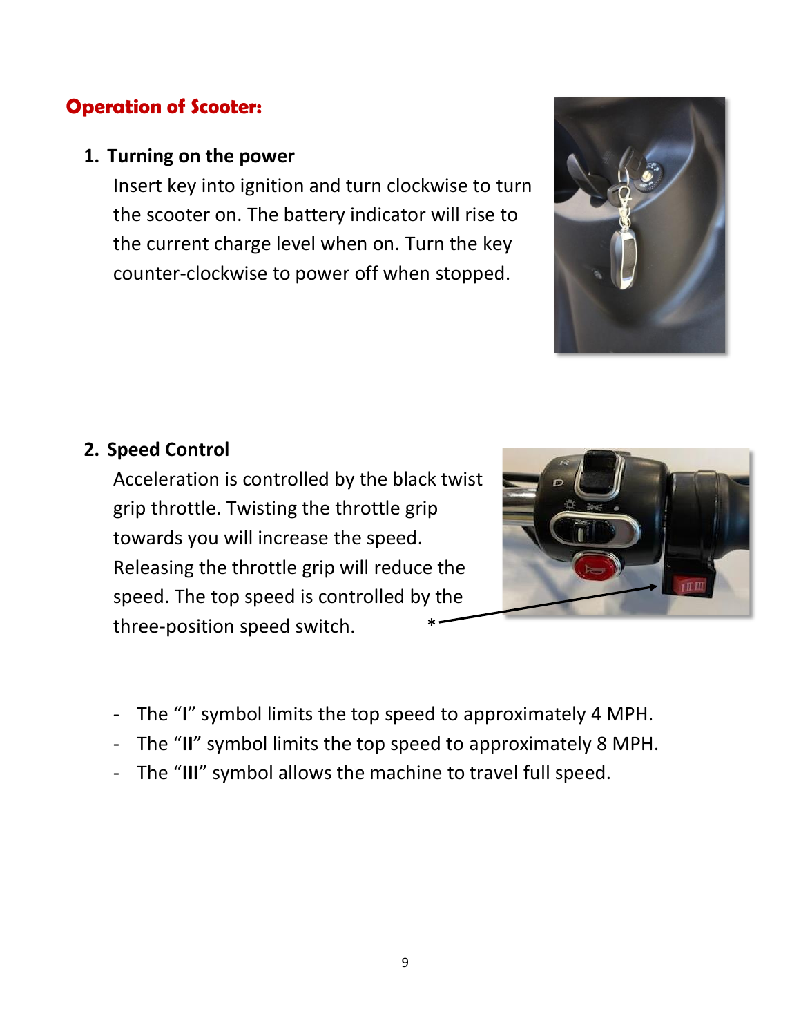## Operation of Scooter:

1. **Turning on the power**

   Insert key into ignition and turn clockwise to turn the scooter on. The battery indicator will rise to the current charge level when on. Turn the key counter-clockwise to power off when stopped.

2. **Speed Control**

   Acceleration is controlled by the black twist grip throttle. Twisting the throttle grip towards you will increase the speed. Releasing the throttle grip will reduce the speed. The top speed is controlled by the three-position speed switch. *

- The "**I**" symbol limits the top speed to approximately 4 MPH.
- The "**II**" symbol limits the top speed to approximately 8 MPH.
- The "**III**" symbol allows the machine to travel full speed.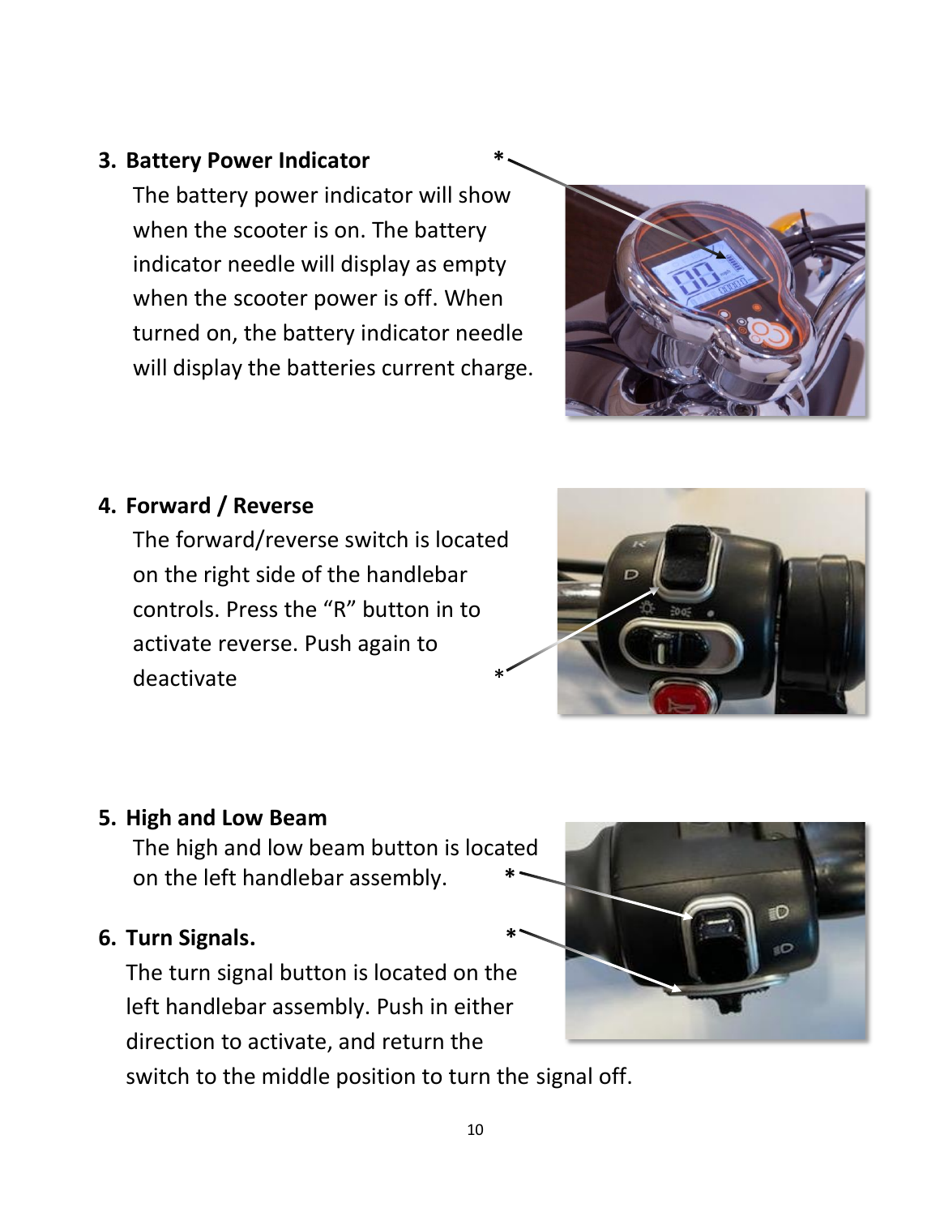3. **Battery Power Indicator** *

   The battery power indicator will show when the scooter is on. The battery indicator needle will display as empty when the scooter power is off. When turned on, the battery indicator needle will display the batteries current charge.

4. **Forward / Reverse**

   The forward/reverse switch is located on the right side of the handlebar controls. Press the "R" button in to activate reverse. Push again to deactivate *

5. **High and Low Beam**

   The high and low beam button is located on the left handlebar assembly. *

6. **Turn Signals.** *

   The turn signal button is located on the left handlebar assembly. Push in either direction to activate, and return the switch to the middle position to turn the signal off.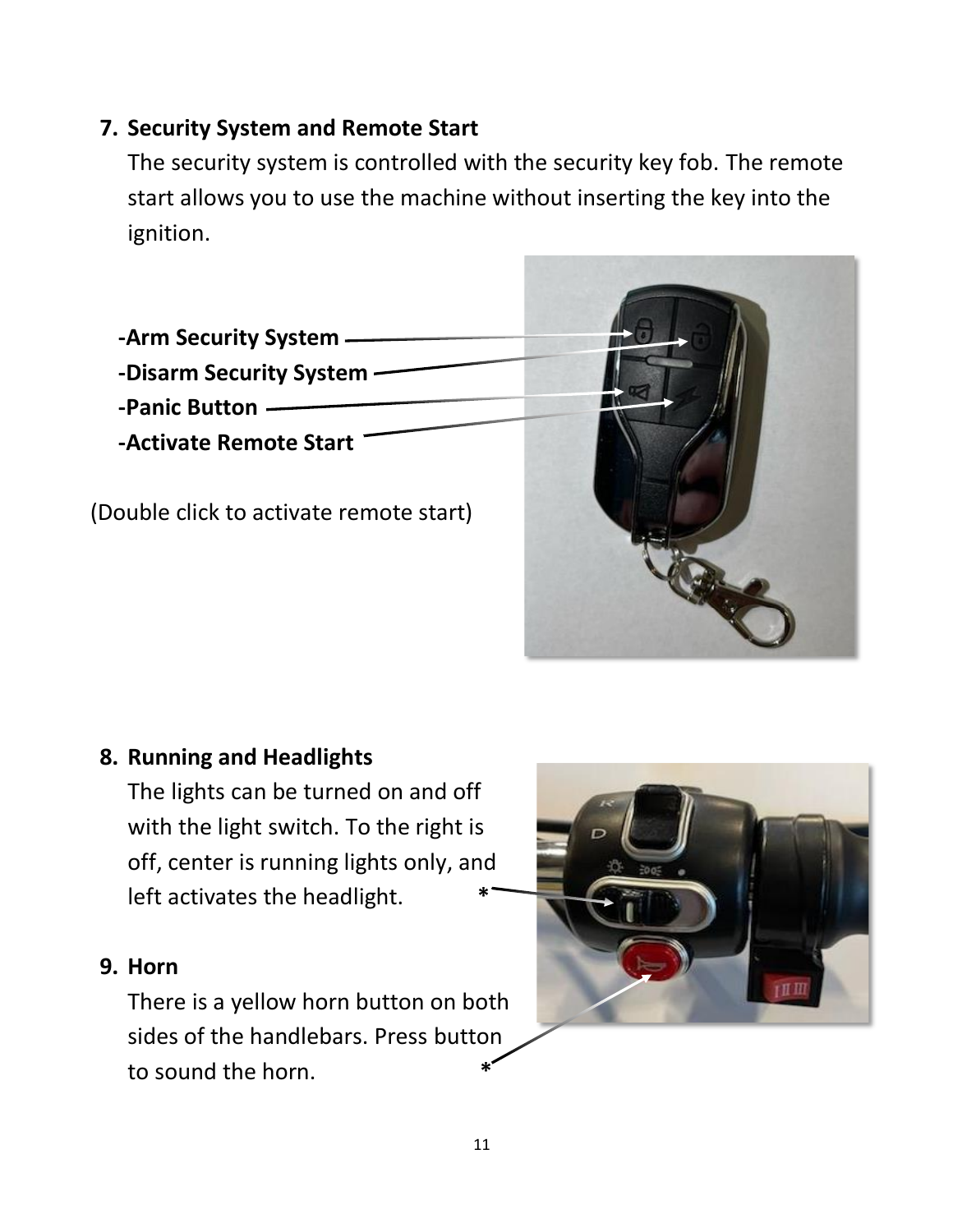7. **Security System and Remote Start**

   The security system is controlled with the security key fob. The remote start allows you to use the machine without inserting the key into the ignition.

**-Arm Security System**
**-Disarm Security System**
**-Panic Button**
**-Activate Remote Start**

(Double click to activate remote start)

8. **Running and Headlights**

   The lights can be turned on and off with the light switch. To the right is off, center is running lights only, and left activates the headlight. *

9. **Horn**

   There is a yellow horn button on both sides of the handlebars. Press button to sound the horn. *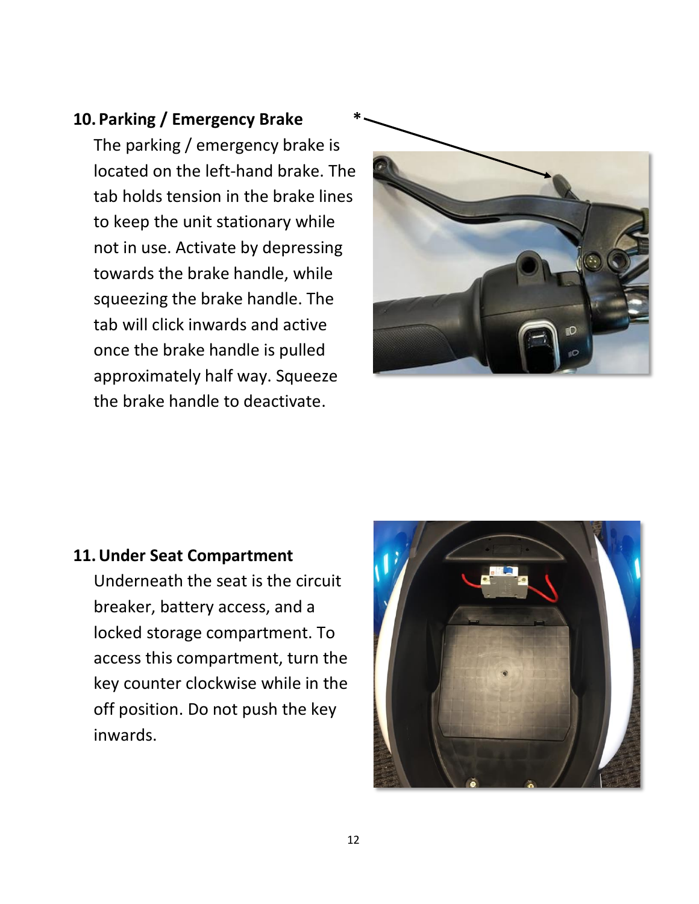**10. Parking / Emergency Brake** *

The parking / emergency brake is located on the left-hand brake. The tab holds tension in the brake lines to keep the unit stationary while not in use. Activate by depressing towards the brake handle, while squeezing the brake handle. The tab will click inwards and active once the brake handle is pulled approximately half way. Squeeze the brake handle to deactivate.

**11. Under Seat Compartment**

Underneath the seat is the circuit breaker, battery access, and a locked storage compartment. To access this compartment, turn the key counter clockwise while in the off position. Do not push the key inwards.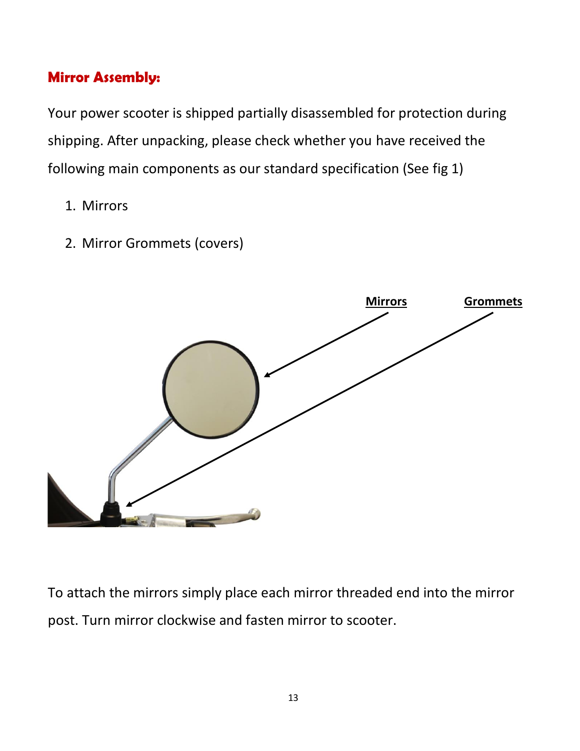## Mirror Assembly:

Your power scooter is shipped partially disassembled for protection during shipping. After unpacking, please check whether you have received the following main components as our standard specification (See fig 1)

1. Mirrors
2. Mirror Grommets (covers)

To attach the mirrors simply place each mirror threaded end into the mirror post. Turn mirror clockwise and fasten mirror to scooter.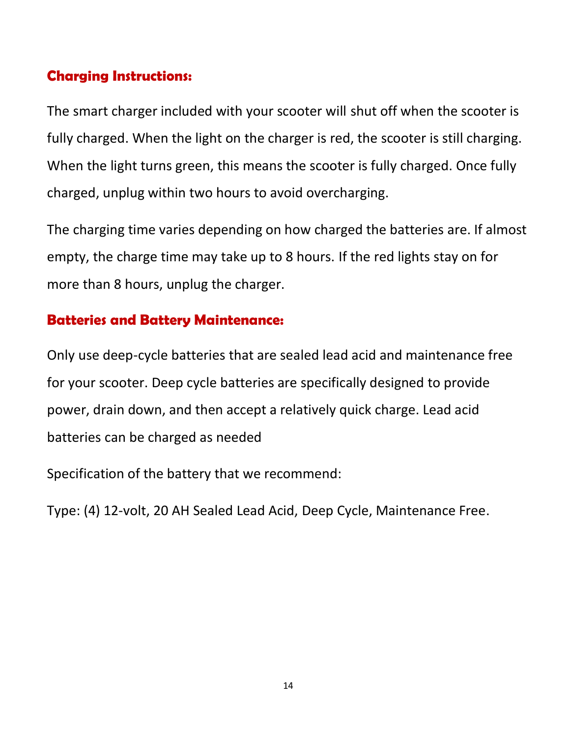## Charging Instructions:

The smart charger included with your scooter will shut off when the scooter is fully charged. When the light on the charger is red, the scooter is still charging. When the light turns green, this means the scooter is fully charged. Once fully charged, unplug within two hours to avoid overcharging.

The charging time varies depending on how charged the batteries are. If almost empty, the charge time may take up to 8 hours. If the red lights stay on for more than 8 hours, unplug the charger.

## Batteries and Battery Maintenance:

Only use deep-cycle batteries that are sealed lead acid and maintenance free for your scooter. Deep cycle batteries are specifically designed to provide power, drain down, and then accept a relatively quick charge. Lead acid batteries can be charged as needed

Specification of the battery that we recommend:

Type: (4) 12-volt, 20 AH Sealed Lead Acid, Deep Cycle, Maintenance Free.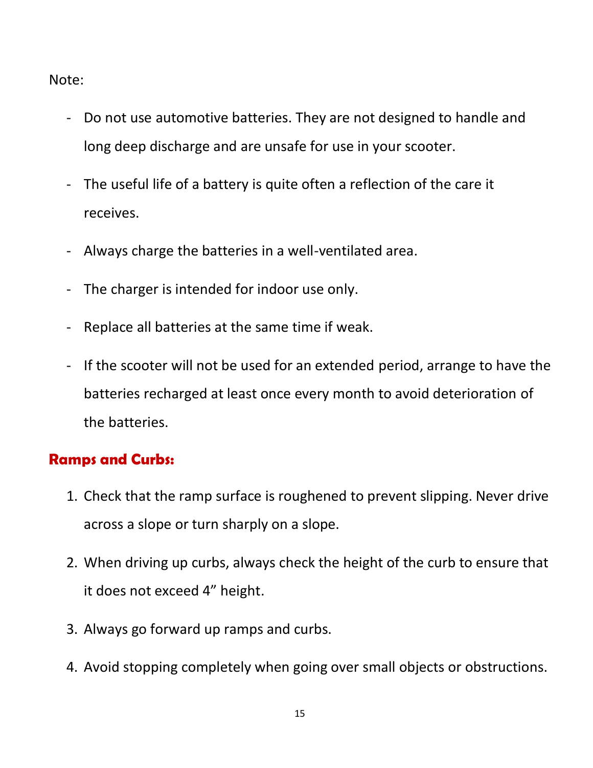Note:

- Do not use automotive batteries. They are not designed to handle and long deep discharge and are unsafe for use in your scooter.
- The useful life of a battery is quite often a reflection of the care it receives.
- Always charge the batteries in a well-ventilated area.
- The charger is intended for indoor use only.
- Replace all batteries at the same time if weak.
- If the scooter will not be used for an extended period, arrange to have the batteries recharged at least once every month to avoid deterioration of the batteries.

## Ramps and Curbs:

1. Check that the ramp surface is roughened to prevent slipping. Never drive across a slope or turn sharply on a slope.
2. When driving up curbs, always check the height of the curb to ensure that it does not exceed 4” height.
3. Always go forward up ramps and curbs.
4. Avoid stopping completely when going over small objects or obstructions.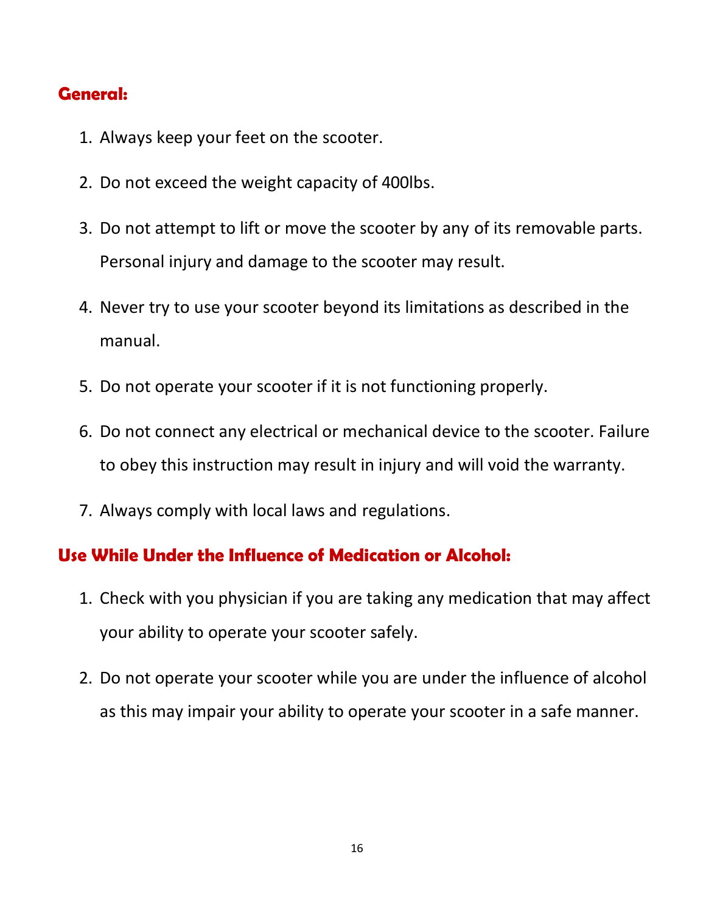## General:

1. Always keep your feet on the scooter.
2. Do not exceed the weight capacity of 400lbs.
3. Do not attempt to lift or move the scooter by any of its removable parts. Personal injury and damage to the scooter may result.
4. Never try to use your scooter beyond its limitations as described in the manual.
5. Do not operate your scooter if it is not functioning properly.
6. Do not connect any electrical or mechanical device to the scooter. Failure to obey this instruction may result in injury and will void the warranty.
7. Always comply with local laws and regulations.

## Use While Under the Influence of Medication or Alcohol:

1. Check with you physician if you are taking any medication that may affect your ability to operate your scooter safely.
2. Do not operate your scooter while you are under the influence of alcohol as this may impair your ability to operate your scooter in a safe manner.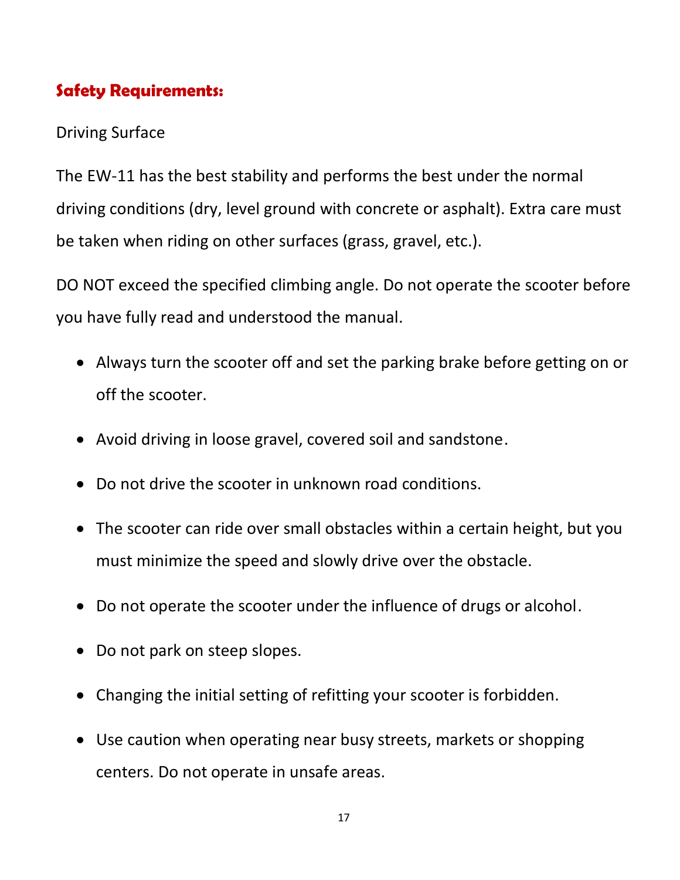## Safety Requirements:

Driving Surface

The EW-11 has the best stability and performs the best under the normal driving conditions (dry, level ground with concrete or asphalt). Extra care must be taken when riding on other surfaces (grass, gravel, etc.).

DO NOT exceed the specified climbing angle. Do not operate the scooter before you have fully read and understood the manual.

- Always turn the scooter off and set the parking brake before getting on or off the scooter.
- Avoid driving in loose gravel, covered soil and sandstone.
- Do not drive the scooter in unknown road conditions.
- The scooter can ride over small obstacles within a certain height, but you must minimize the speed and slowly drive over the obstacle.
- Do not operate the scooter under the influence of drugs or alcohol.
- Do not park on steep slopes.
- Changing the initial setting of refitting your scooter is forbidden.
- Use caution when operating near busy streets, markets or shopping centers. Do not operate in unsafe areas.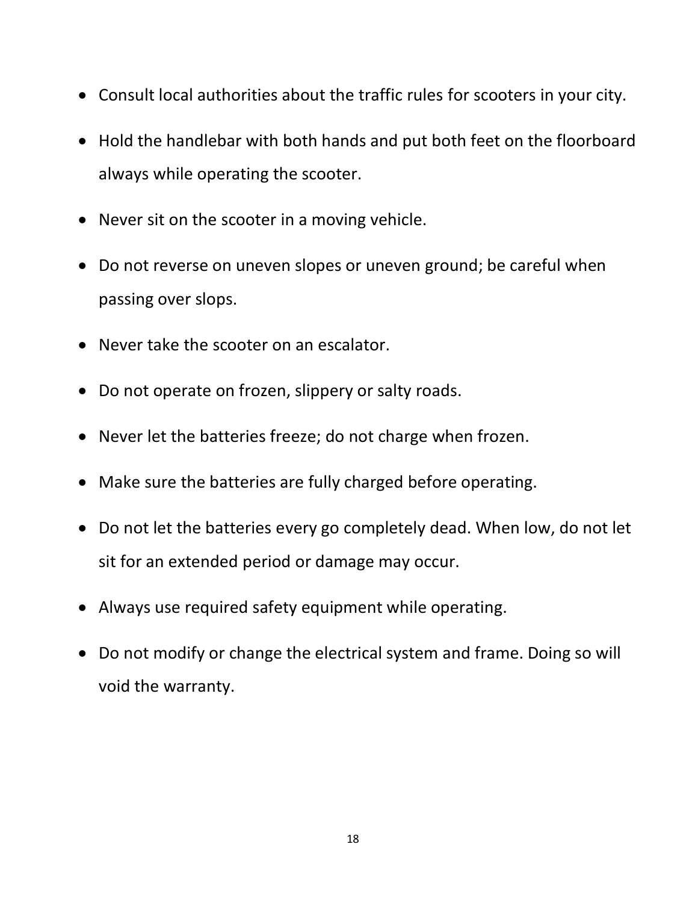- Consult local authorities about the traffic rules for scooters in your city.
- Hold the handlebar with both hands and put both feet on the floorboard always while operating the scooter.
- Never sit on the scooter in a moving vehicle.
- Do not reverse on uneven slopes or uneven ground; be careful when passing over slops.
- Never take the scooter on an escalator.
- Do not operate on frozen, slippery or salty roads.
- Never let the batteries freeze; do not charge when frozen.
- Make sure the batteries are fully charged before operating.
- Do not let the batteries every go completely dead. When low, do not let sit for an extended period or damage may occur.
- Always use required safety equipment while operating.
- Do not modify or change the electrical system and frame. Doing so will void the warranty.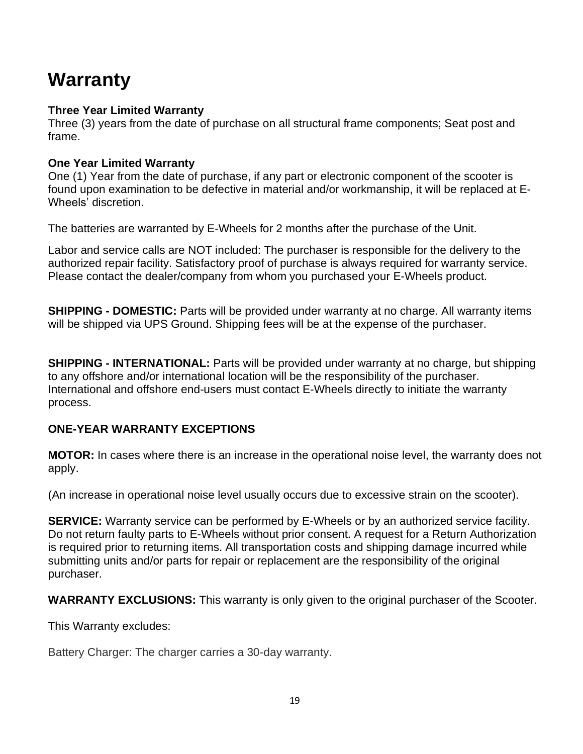# Warranty

**Three Year Limited Warranty**
Three (3) years from the date of purchase on all structural frame components; Seat post and frame.

**One Year Limited Warranty**
One (1) Year from the date of purchase, if any part or electronic component of the scooter is found upon examination to be defective in material and/or workmanship, it will be replaced at E-Wheels' discretion.

The batteries are warranted by E-Wheels for 2 months after the purchase of the Unit.

Labor and service calls are NOT included: The purchaser is responsible for the delivery to the authorized repair facility. Satisfactory proof of purchase is always required for warranty service. Please contact the dealer/company from whom you purchased your E-Wheels product.

**SHIPPING - DOMESTIC:** Parts will be provided under warranty at no charge. All warranty items will be shipped via UPS Ground. Shipping fees will be at the expense of the purchaser.

**SHIPPING - INTERNATIONAL:** Parts will be provided under warranty at no charge, but shipping to any offshore and/or international location will be the responsibility of the purchaser. International and offshore end-users must contact E-Wheels directly to initiate the warranty process.

**ONE-YEAR WARRANTY EXCEPTIONS**

**MOTOR:** In cases where there is an increase in the operational noise level, the warranty does not apply.

(An increase in operational noise level usually occurs due to excessive strain on the scooter).

**SERVICE:** Warranty service can be performed by E-Wheels or by an authorized service facility. Do not return faulty parts to E-Wheels without prior consent. A request for a Return Authorization is required prior to returning items. All transportation costs and shipping damage incurred while submitting units and/or parts for repair or replacement are the responsibility of the original purchaser.

**WARRANTY EXCLUSIONS:** This warranty is only given to the original purchaser of the Scooter.

This Warranty excludes:

Battery Charger: The charger carries a 30-day warranty.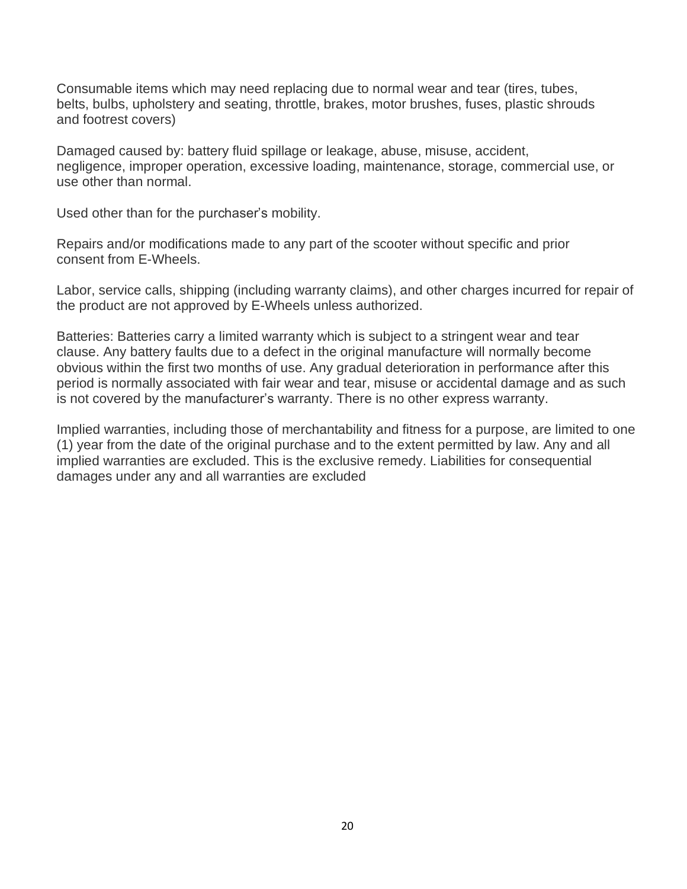Consumable items which may need replacing due to normal wear and tear (tires, tubes, belts, bulbs, upholstery and seating, throttle, brakes, motor brushes, fuses, plastic shrouds and footrest covers)

Damaged caused by: battery fluid spillage or leakage, abuse, misuse, accident, negligence, improper operation, excessive loading, maintenance, storage, commercial use, or use other than normal.

Used other than for the purchaser's mobility.

Repairs and/or modifications made to any part of the scooter without specific and prior consent from E-Wheels.

Labor, service calls, shipping (including warranty claims), and other charges incurred for repair of the product are not approved by E-Wheels unless authorized.

Batteries: Batteries carry a limited warranty which is subject to a stringent wear and tear clause. Any battery faults due to a defect in the original manufacture will normally become obvious within the first two months of use. Any gradual deterioration in performance after this period is normally associated with fair wear and tear, misuse or accidental damage and as such is not covered by the manufacturer's warranty. There is no other express warranty.

Implied warranties, including those of merchantability and fitness for a purpose, are limited to one (1) year from the date of the original purchase and to the extent permitted by law. Any and all implied warranties are excluded. This is the exclusive remedy. Liabilities for consequential damages under any and all warranties are excluded